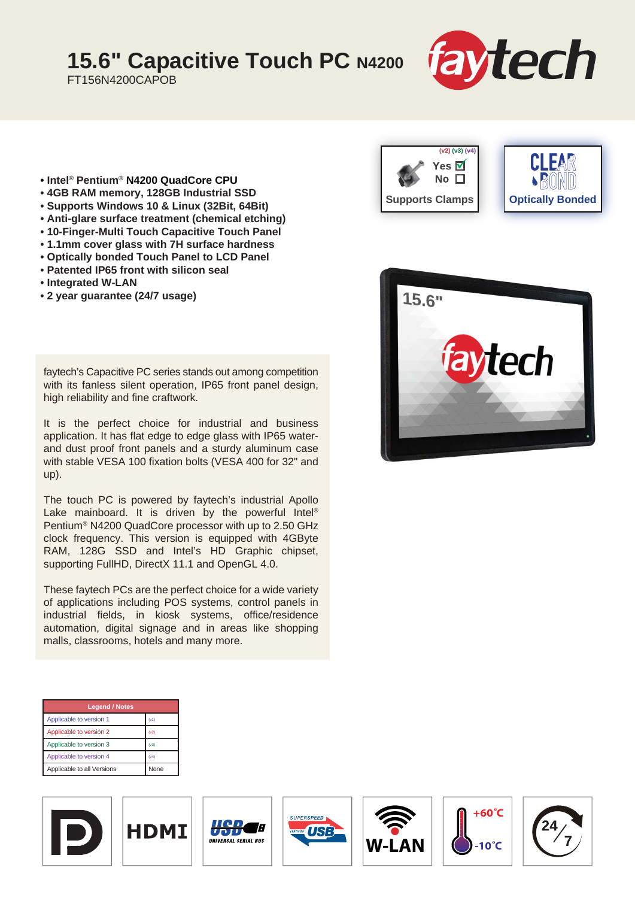# 15.6" Capacitive Touch PC N4200

FT156N4200CAPOB

- Intel® Pentium® N4200 QuadCore CPU
- 4GB RAM memory, 128GB Industrial SSD
- Supports Windows 10 & Linux (32Bit, 64Bit)
- Anti-glare surface treatment (chemical etching)
- 10-Finger-Multi Touch Capacitive Touch Panel
- 1.1mm cover glass with 7H surface hardness
- Optically bonded Touch Panel to LCD Panel
- Patented IP65 front with silicon seal
- Integrated W-LAN
- 2 year guarantee (24/7 usage)

(v2) (v3) (v4) Yes ☑ No ☐ **Supports Clamps**

**Optically Bonded**

faytech's Capacitive PC series stands out among competition with its fanless silent operation, IP65 front panel design, high reliability and fine craftwork.

It is the perfect choice for industrial and business application. It has flat edge to edge glass with IP65 water- and dust proof front panels and a sturdy aluminum case with stable VESA 100 fixation bolts (VESA 400 for 32" and up).

The touch PC is powered by faytech's industrial Apollo Lake mainboard. It is driven by the powerful Intel® Pentium® N4200 QuadCore processor with up to 2.50 GHz clock frequency. This version is equipped with 4GByte RAM, 128G SSD and Intel's HD Graphic chipset, supporting FullHD, DirectX 11.1 and OpenGL 4.0.

These faytech PCs are the perfect choice for a wide variety of applications including POS systems, control panels in industrial fields, in kiosk systems, office/residence automation, digital signage and in areas like shopping malls, classrooms, hotels and many more.

| Legend / Notes | |
|---|---|
| Applicable to version 1 | (v1) |
| Applicable to version 2 | (v2) |
| Applicable to version 3 | (v3) |
| Applicable to version 4 | (v4) |
| Applicable to all Versions | None |

HDMI | USB UNIVERSAL SERIAL BUS | SUPERSPEED USB | W-LAN | +60°C -10°C | 24/7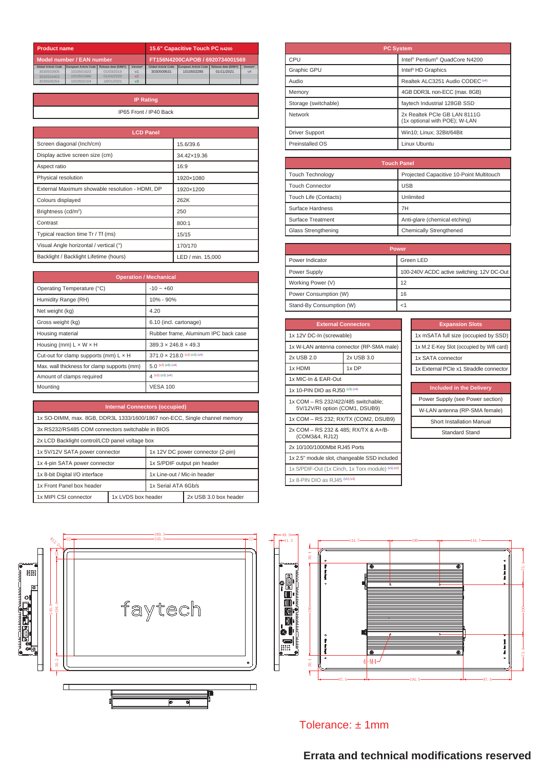| Product name | 15.6" Capacitive Touch PC N4200 |
|---|---|
| Model number / EAN number | FT156N4200CAPOB / 6920734001569 |

| Global Article Code | European Article Code | Release date (D/M/Y) | Version* | Global Article Code | European Article Code | Release date (D/M/Y) | Version* |
|---|---|---|---|---|---|---|---|
| 3030502605 | 1010501623 | 01/03/2019 | v1 | 3030509531 | 1010502285 | 01/11/2021 | v4 |
| 3030504403 | 1010501886 | 01/04/2020 | v2 | | | | |
| 3030506254 | 1010502104 | 18/01/2021 | v3 | | | | |

| IP Rating |
|---|
| IP65 Front / IP40 Back |

| LCD Panel | |
|---|---|
| Screen diagonal (Inch/cm) | 15.6/39.6 |
| Display active screen size (cm) | 34.42×19.36 |
| Aspect ratio | 16:9 |
| Physical resolution | 1920×1080 |
| External Maximum showable resolution - HDMI, DP | 1920×1200 |
| Colours displayed | 262K |
| Brightness (cd/m²) | 250 |
| Contrast | 800:1 |
| Typical reaction time Tr / Tf (ms) | 15/15 |
| Visual Angle horizontal / vertical (°) | 170/170 |
| Backlight / Backlight Lifetime (hours) | LED / min. 15,000 |

| Operation / Mechanical | |
|---|---|
| Operating Temperature (°C) | -10 ~ +60 |
| Humidity Range (RH) | 10% - 90% |
| Net weight (kg) | 4.20 |
| Gross weight (kg) | 6.10 (incl. cartonage) |
| Housing material | Rubber frame, Aluminum IPC back case |
| Housing (mm) L × W × H | 389.3 × 246.8 × 49.3 |
| Cut-out for clamp supports (mm) L × H | 371.0 × 218.0 (v2) (v3) (v4) |
| Max. wall thickness for clamp supports (mm) | 5.0 (v2) (v3) (v4) |
| Amount of clamps required | 4 (v2) (v3) (v4) |
| Mounting | VESA 100 |

| Internal Connectors (occupied) | | |
|---|---|---|
| 1x SO-DIMM, max. 8GB, DDR3L 1333/1600/1867 non-ECC, Single channel memory | | |
| 3x RS232/RS485 COM connectors switchable in BIOS | | |
| 2x LCD Backlight control/LCD panel voltage box | | |
| 1x 5V/12V SATA power connector | 1x 12V DC power connector (2-pin) | |
| 1x 4-pin SATA power connector | 1x S/PDIF output pin header | |
| 1x 8-bit Digital I/O interface | 1x Line-out / Mic-in header | |
| 1x Front Panel box header | 1x Serial ATA 6Gb/s | |
| 1x MIPI CSI connector | 1x LVDS box header | 2x USB 3.0 box header |

| PC System | |
|---|---|
| CPU | Intel® Pentium® QuadCore N4200 |
| Graphic GPU | Intel® HD Graphics |
| Audio | Realtek ALC3251 Audio CODEC (v4) |
| Memory | 4GB DDR3L non-ECC (max. 8GB) |
| Storage (switchable) | faytech Industrial 128GB SSD |
| Network | 2x Realtek PCIe GB LAN 8111G (1x optional with POE); W-LAN |
| Driver Support | Win10; Linux; 32Bit/64Bit |
| Preinstalled OS | Linux Ubuntu |

| Touch Panel | |
|---|---|
| Touch Technology | Projected Capacitive 10-Point Multitouch |
| Touch Connector | USB |
| Touch Life (Contacts) | Unlimited |
| Surface Hardness | 7H |
| Surface Treatment | Anti-glare (chemical etching) |
| Glass Strengthening | Chemically Strengthened |

| Power | |
|---|---|
| Power Indicator | Green LED |
| Power Supply | 100-240V ACDC active switching; 12V DC-Out |
| Working Power (V) | 12 |
| Power Consumption (W) | 16 |
| Stand-By Consumption (W) | <1 |

| External Connectors | |
|---|---|
| 1x 12V DC-In (screwable) | |
| 1x W-LAN antenna connector (RP-SMA male) | |
| 2x USB 2.0 | 2x USB 3.0 |
| 1x HDMI | 1x DP |
| 1x MIC-In & EAR-Out | |
| 1x 10-PIN DIO as RJ50 (v3) (v4) | |
| 1x COM – RS 232/422/485 switchable; 5V/12V/RI option (COM1, DSUB9) | |
| 1x COM – RS 232; RX/TX (COM2, DSUB9) | |
| 2x COM – RS 232 & 485; RX/TX & A+/B- (COM3&4, RJ12) | |
| 2x 10/100/1000Mbit RJ45 Ports | |
| 1x 2.5" module slot, changeable SSD included | |
| 1x S/PDIF-Out (1x Cinch, 1x Torx module) (v1) (v2) | |
| 1x 8-PIN DIO as RJ45 (v1) (v2) | |

| Expansion Slots |
|---|
| 1x mSATA full size (occupied by SSD) |
| 1x M.2 E-Key Slot (occupied by Wifi card) |
| 1x SATA connector |
| 1x External PCIe x1 Straddle connector |

| Included in the Delivery |
|---|
| Power Supply (see Power section) |
| W-LAN antenna (RP-SMA female) |
| Short Installation Manual |
| Standard Stand |

Tolerance: ± 1mm

**Errata and technical modifications reserved**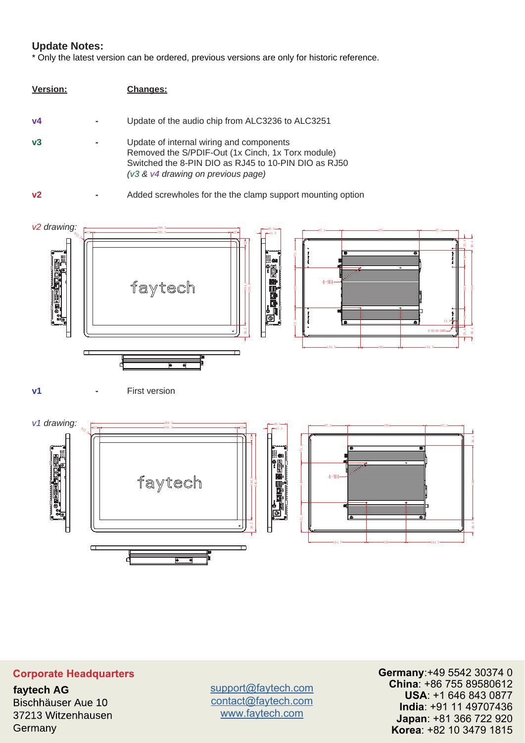**Update Notes:**

* Only the latest version can be ordered, previous versions are only for historic reference.

| Version: | | Changes: |
|---|---|---|
| v4 | - | Update of the audio chip from ALC3236 to ALC3251 |
| v3 | - | Update of internal wiring and components<br>Removed the S/PDIF-Out (1x Cinch, 1x Torx module)<br>Switched the 8-PIN DIO as RJ45 to 10-PIN DIO as RJ50<br>*(v3 & v4 drawing on previous page)* |
| v2 | - | Added screwholes for the the clamp support mounting option |

*v2 drawing:*

| Version: | | Changes: |
|---|---|---|
| v1 | - | First version |

*v1 drawing:*

**Corporate Headquarters**

**faytech AG**
Bischhäuser Aue 10
37213 Witzenhausen
Germany

support@faytech.com
contact@faytech.com
www.faytech.com

**Germany**:+49 5542 30374 0
**China**: +86 755 89580612
**USA**: +1 646 843 0877
**India**: +91 11 49707436
**Japan**: +81 366 722 920
**Korea**: +82 10 3479 1815